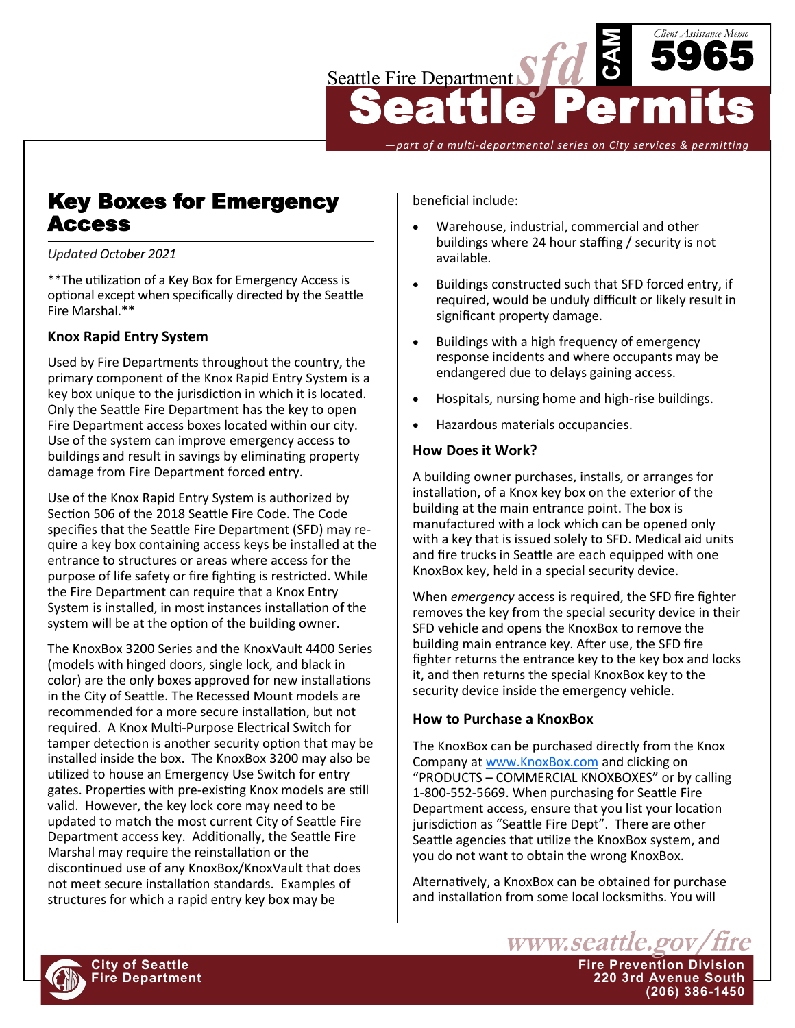Seattle Fire Department

Client Assistance Memo **CAM 5965**

# Seattle Permits

—*part of a multi-departmental series on City services & permitting*

## Key Boxes for Emergency Access

*Updated October 2021*

**The utilization of a Key Box for Emergency Access is optional except when specifically directed by the Seattle Fire Marshal.**

### Knox Rapid Entry System

Used by Fire Departments throughout the country, the primary component of the Knox Rapid Entry System is a key box unique to the jurisdiction in which it is located. Only the Seattle Fire Department has the key to open Fire Department access boxes located within our city. Use of the system can improve emergency access to buildings and result in savings by eliminating property damage from Fire Department forced entry.

Use of the Knox Rapid Entry System is authorized by Section 506 of the 2018 Seattle Fire Code. The Code specifies that the Seattle Fire Department (SFD) may require a key box containing access keys be installed at the entrance to structures or areas where access for the purpose of life safety or fire fighting is restricted. While the Fire Department can require that a Knox Entry System is installed, in most instances installation of the system will be at the option of the building owner.

The KnoxBox 3200 Series and the KnoxVault 4400 Series (models with hinged doors, single lock, and black in color) are the only boxes approved for new installations in the City of Seattle. The Recessed Mount models are recommended for a more secure installation, but not required. A Knox Multi-Purpose Electrical Switch for tamper detection is another security option that may be installed inside the box. The KnoxBox 3200 may also be utilized to house an Emergency Use Switch for entry gates. Properties with pre-existing Knox models are still valid. However, the key lock core may need to be updated to match the most current City of Seattle Fire Department access key. Additionally, the Seattle Fire Marshal may require the reinstallation or the discontinued use of any KnoxBox/KnoxVault that does not meet secure installation standards. Examples of structures for which a rapid entry key box may be beneficial include:

- Warehouse, industrial, commercial and other buildings where 24 hour staffing / security is not available.
- Buildings constructed such that SFD forced entry, if required, would be unduly difficult or likely result in significant property damage.
- Buildings with a high frequency of emergency response incidents and where occupants may be endangered due to delays gaining access.
- Hospitals, nursing home and high-rise buildings.
- Hazardous materials occupancies.

### How Does it Work?

A building owner purchases, installs, or arranges for installation, of a Knox key box on the exterior of the building at the main entrance point. The box is manufactured with a lock which can be opened only with a key that is issued solely to SFD. Medical aid units and fire trucks in Seattle are each equipped with one KnoxBox key, held in a special security device.

When *emergency* access is required, the SFD fire fighter removes the key from the special security device in their SFD vehicle and opens the KnoxBox to remove the building main entrance key. After use, the SFD fire fighter returns the entrance key to the key box and locks it, and then returns the special KnoxBox key to the security device inside the emergency vehicle.

### How to Purchase a KnoxBox

The KnoxBox can be purchased directly from the Knox Company at www.KnoxBox.com and clicking on "PRODUCTS – COMMERCIAL KNOXBOXES" or by calling 1-800-552-5669. When purchasing for Seattle Fire Department access, ensure that you list your location jurisdiction as "Seattle Fire Dept". There are other Seattle agencies that utilize the KnoxBox system, and you do not want to obtain the wrong KnoxBox.

Alternatively, a KnoxBox can be obtained for purchase and installation from some local locksmiths. You will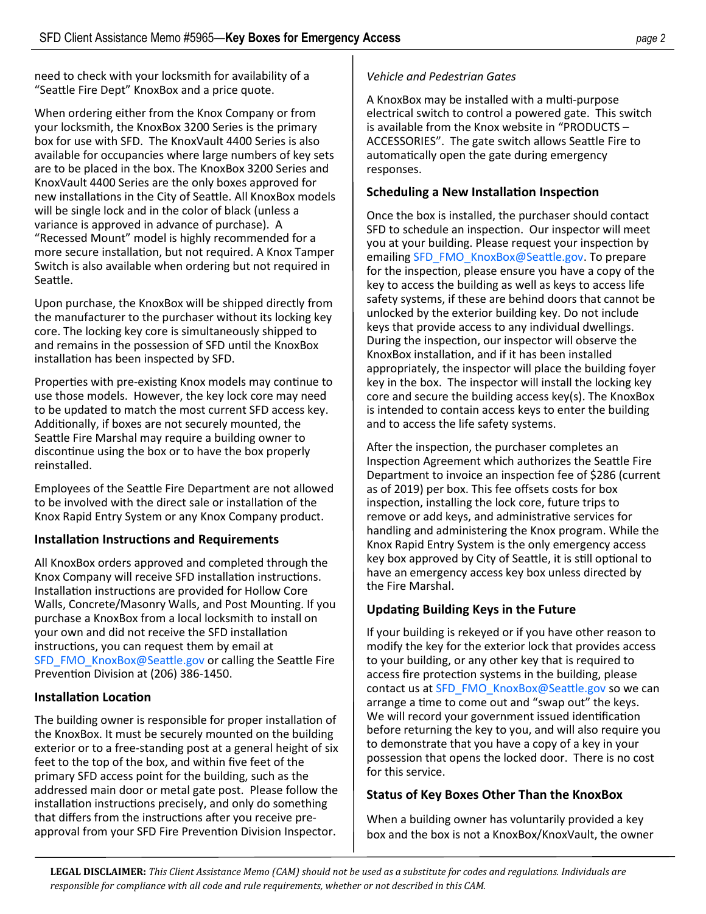need to check with your locksmith for availability of a "Seattle Fire Dept" KnoxBox and a price quote.

When ordering either from the Knox Company or from your locksmith, the KnoxBox 3200 Series is the primary box for use with SFD. The KnoxVault 4400 Series is also available for occupancies where large numbers of key sets are to be placed in the box. The KnoxBox 3200 Series and KnoxVault 4400 Series are the only boxes approved for new installations in the City of Seattle. All KnoxBox models will be single lock and in the color of black (unless a variance is approved in advance of purchase). A "Recessed Mount" model is highly recommended for a more secure installation, but not required. A Knox Tamper Switch is also available when ordering but not required in Seattle.

Upon purchase, the KnoxBox will be shipped directly from the manufacturer to the purchaser without its locking key core. The locking key core is simultaneously shipped to and remains in the possession of SFD until the KnoxBox installation has been inspected by SFD.

Properties with pre-existing Knox models may continue to use those models. However, the key lock core may need to be updated to match the most current SFD access key. Additionally, if boxes are not securely mounted, the Seattle Fire Marshal may require a building owner to discontinue using the box or to have the box properly reinstalled.

Employees of the Seattle Fire Department are not allowed to be involved with the direct sale or installation of the Knox Rapid Entry System or any Knox Company product.

### Installation Instructions and Requirements

All KnoxBox orders approved and completed through the Knox Company will receive SFD installation instructions. Installation instructions are provided for Hollow Core Walls, Concrete/Masonry Walls, and Post Mounting. If you purchase a KnoxBox from a local locksmith to install on your own and did not receive the SFD installation instructions, you can request them by email at SFD_FMO_KnoxBox@Seattle.gov or calling the Seattle Fire Prevention Division at (206) 386-1450.

### Installation Location

The building owner is responsible for proper installation of the KnoxBox. It must be securely mounted on the building exterior or to a free-standing post at a general height of six feet to the top of the box, and within five feet of the primary SFD access point for the building, such as the addressed main door or metal gate post. Please follow the installation instructions precisely, and only do something that differs from the instructions after you receive pre-approval from your SFD Fire Prevention Division Inspector.

*Vehicle and Pedestrian Gates*

A KnoxBox may be installed with a multi-purpose electrical switch to control a powered gate. This switch is available from the Knox website in "PRODUCTS – ACCESSORIES". The gate switch allows Seattle Fire to automatically open the gate during emergency responses.

### Scheduling a New Installation Inspection

Once the box is installed, the purchaser should contact SFD to schedule an inspection. Our inspector will meet you at your building. Please request your inspection by emailing SFD_FMO_KnoxBox@Seattle.gov. To prepare for the inspection, please ensure you have a copy of the key to access the building as well as keys to access life safety systems, if these are behind doors that cannot be unlocked by the exterior building key. Do not include keys that provide access to any individual dwellings. During the inspection, our inspector will observe the KnoxBox installation, and if it has been installed appropriately, the inspector will place the building foyer key in the box. The inspector will install the locking key core and secure the building access key(s). The KnoxBox is intended to contain access keys to enter the building and to access the life safety systems.

After the inspection, the purchaser completes an Inspection Agreement which authorizes the Seattle Fire Department to invoice an inspection fee of $286 (current as of 2019) per box. This fee offsets costs for box inspection, installing the lock core, future trips to remove or add keys, and administrative services for handling and administering the Knox program. While the Knox Rapid Entry System is the only emergency access key box approved by City of Seattle, it is still optional to have an emergency access key box unless directed by the Fire Marshal.

### Updating Building Keys in the Future

If your building is rekeyed or if you have other reason to modify the key for the exterior lock that provides access to your building, or any other key that is required to access fire protection systems in the building, please contact us at SFD_FMO_KnoxBox@Seattle.gov so we can arrange a time to come out and "swap out" the keys. We will record your government issued identification before returning the key to you, and will also require you to demonstrate that you have a copy of a key in your possession that opens the locked door. There is no cost for this service.

### Status of Key Boxes Other Than the KnoxBox

When a building owner has voluntarily provided a key box and the box is not a KnoxBox/KnoxVault, the owner

**LEGAL DISCLAIMER:** *This Client Assistance Memo (CAM) should not be used as a substitute for codes and regulations. Individuals are responsible for compliance with all code and rule requirements, whether or not described in this CAM.*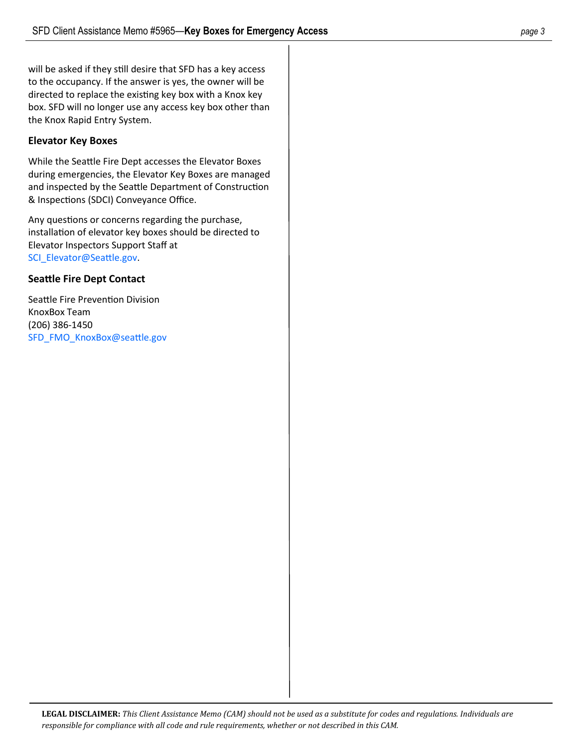will be asked if they still desire that SFD has a key access to the occupancy. If the answer is yes, the owner will be directed to replace the existing key box with a Knox key box. SFD will no longer use any access key box other than the Knox Rapid Entry System.

### Elevator Key Boxes

While the Seattle Fire Dept accesses the Elevator Boxes during emergencies, the Elevator Key Boxes are managed and inspected by the Seattle Department of Construction & Inspections (SDCI) Conveyance Office.

Any questions or concerns regarding the purchase, installation of elevator key boxes should be directed to Elevator Inspectors Support Staff at SCI_Elevator@Seattle.gov.

### Seattle Fire Dept Contact

Seattle Fire Prevention Division
KnoxBox Team
(206) 386-1450
SFD_FMO_KnoxBox@seattle.gov

**LEGAL DISCLAIMER:** *This Client Assistance Memo (CAM) should not be used as a substitute for codes and regulations. Individuals are responsible for compliance with all code and rule requirements, whether or not described in this CAM.*